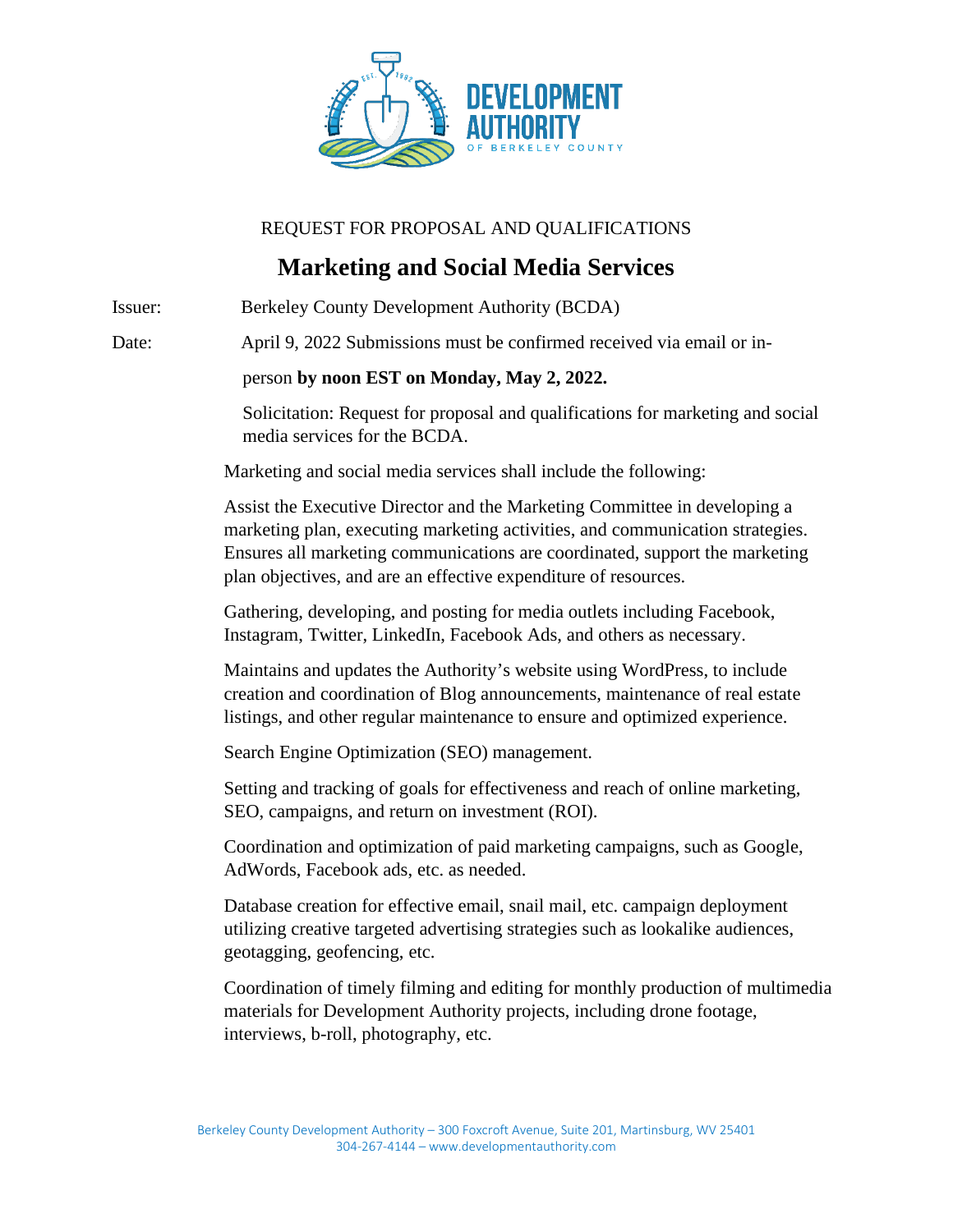REQUEST FOR PROPOSAL AND QUALIFICATIONS

# Marketing and Social Media Services

Issuer: Berkeley County Development Authority (BCDA)

Date: April 9, 2022 Submissions must be confirmed received via email or in-person **by noon EST on Monday, May 2, 2022.**

Solicitation: Request for proposal and qualifications for marketing and social media services for the BCDA.

Marketing and social media services shall include the following:

Assist the Executive Director and the Marketing Committee in developing a marketing plan, executing marketing activities, and communication strategies. Ensures all marketing communications are coordinated, support the marketing plan objectives, and are an effective expenditure of resources.

Gathering, developing, and posting for media outlets including Facebook, Instagram, Twitter, LinkedIn, Facebook Ads, and others as necessary.

Maintains and updates the Authority's website using WordPress, to include creation and coordination of Blog announcements, maintenance of real estate listings, and other regular maintenance to ensure and optimized experience.

Search Engine Optimization (SEO) management.

Setting and tracking of goals for effectiveness and reach of online marketing, SEO, campaigns, and return on investment (ROI).

Coordination and optimization of paid marketing campaigns, such as Google, AdWords, Facebook ads, etc. as needed.

Database creation for effective email, snail mail, etc. campaign deployment utilizing creative targeted advertising strategies such as lookalike audiences, geotagging, geofencing, etc.

Coordination of timely filming and editing for monthly production of multimedia materials for Development Authority projects, including drone footage, interviews, b-roll, photography, etc.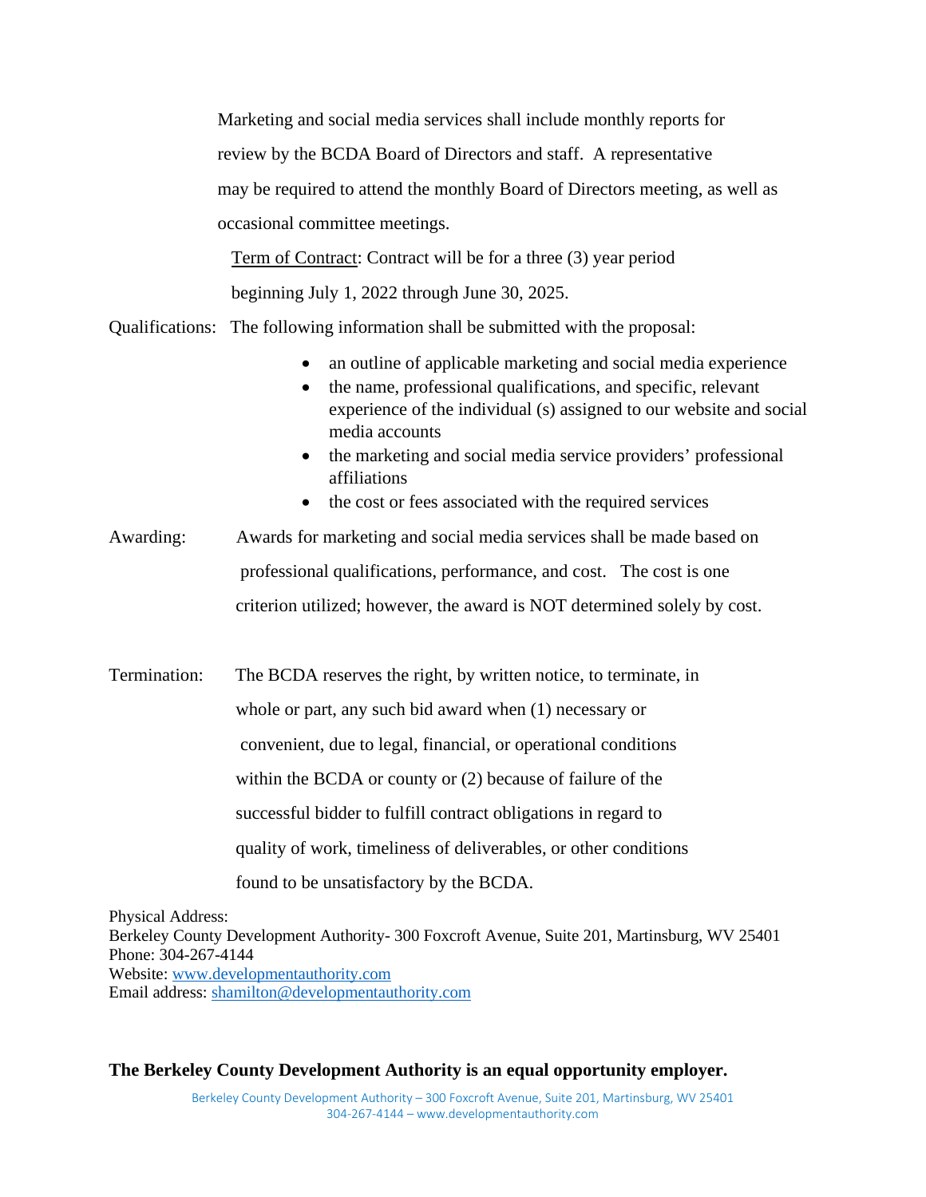Marketing and social media services shall include monthly reports for review by the BCDA Board of Directors and staff. A representative may be required to attend the monthly Board of Directors meeting, as well as occasional committee meetings.

Term of Contract: Contract will be for a three (3) year period beginning July 1, 2022 through June 30, 2025.

Qualifications: The following information shall be submitted with the proposal:

- an outline of applicable marketing and social media experience
- the name, professional qualifications, and specific, relevant experience of the individual (s) assigned to our website and social media accounts
- the marketing and social media service providers' professional affiliations
- the cost or fees associated with the required services

Awarding: Awards for marketing and social media services shall be made based on professional qualifications, performance, and cost. The cost is one criterion utilized; however, the award is NOT determined solely by cost.

Termination: The BCDA reserves the right, by written notice, to terminate, in whole or part, any such bid award when (1) necessary or convenient, due to legal, financial, or operational conditions within the BCDA or county or (2) because of failure of the successful bidder to fulfill contract obligations in regard to quality of work, timeliness of deliverables, or other conditions found to be unsatisfactory by the BCDA.

Physical Address:
Berkeley County Development Authority- 300 Foxcroft Avenue, Suite 201, Martinsburg, WV 25401
Phone: 304-267-4144
Website: www.developmentauthority.com
Email address: shamilton@developmentauthority.com

**The Berkeley County Development Authority is an equal opportunity employer.**